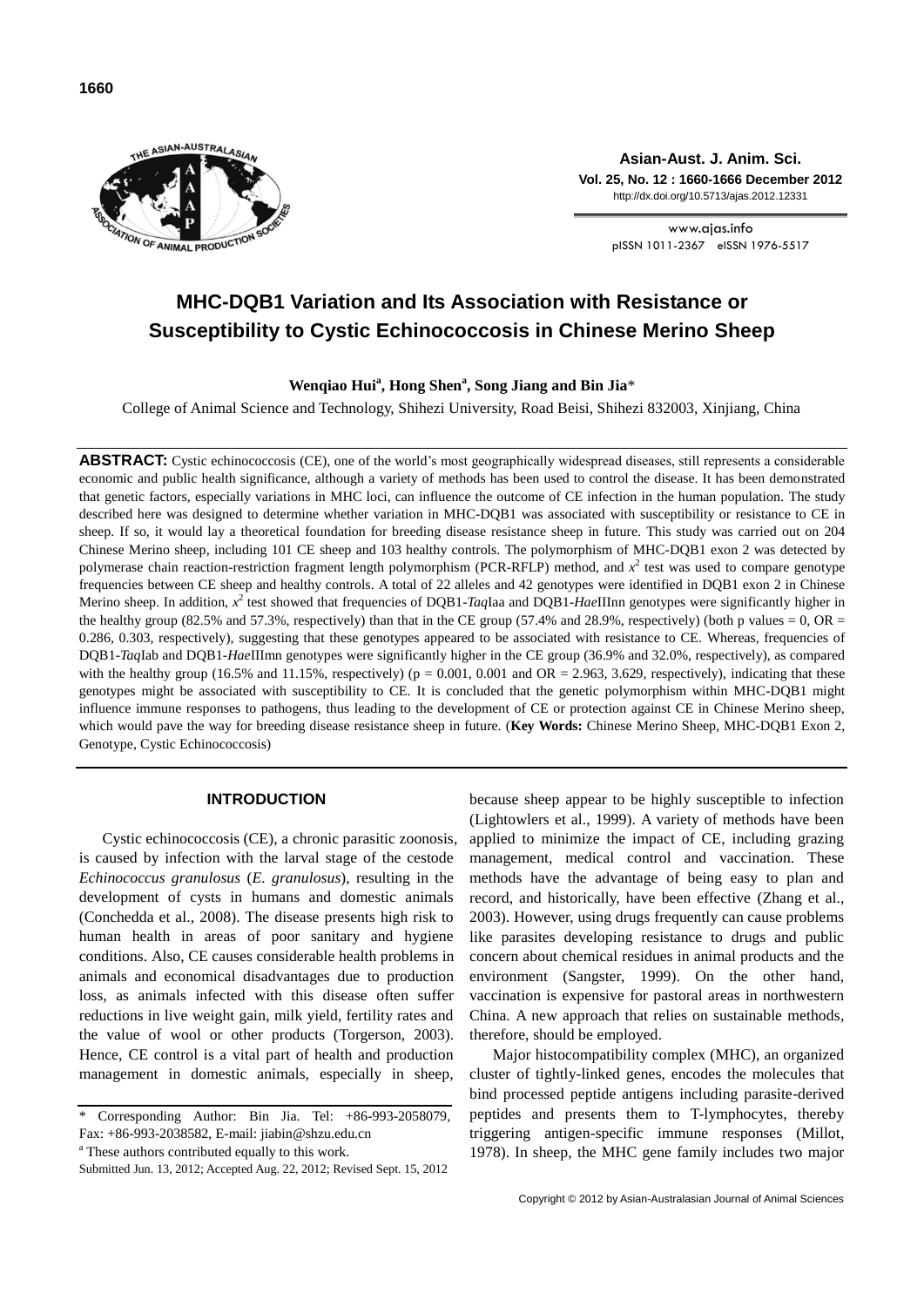# MHC-DQB1 Variation and Its Association with Resistance or Susceptibility to Cystic Echinococcosis in Chinese Merino Sheep

**Wenqiao Hui[a], Hong Shen[a], Song Jiang and Bin Jia***

College of Animal Science and Technology, Shihezi University, Road Beisi, Shihezi 832003, Xinjiang, China

**ABSTRACT:** Cystic echinococcosis (CE), one of the world's most geographically widespread diseases, still represents a considerable economic and public health significance, although a variety of methods has been used to control the disease. It has been demonstrated that genetic factors, especially variations in MHC loci, can influence the outcome of CE infection in the human population. The study described here was designed to determine whether variation in MHC-DQB1 was associated with susceptibility or resistance to CE in sheep. If so, it would lay a theoretical foundation for breeding disease resistance sheep in future. This study was carried out on 204 Chinese Merino sheep, including 101 CE sheep and 103 healthy controls. The polymorphism of MHC-DQB1 exon 2 was detected by polymerase chain reaction-restriction fragment length polymorphism (PCR-RFLP) method, and $x^2$ test was used to compare genotype frequencies between CE sheep and healthy controls. A total of 22 alleles and 42 genotypes were identified in DQB1 exon 2 in Chinese Merino sheep. In addition, $x^2$ test showed that frequencies of DQB1-*Taq*Iaa and DQB1-*Hae*IIInn genotypes were significantly higher in the healthy group (82.5% and 57.3%, respectively) than that in the CE group (57.4% and 28.9%, respectively) (both p values = 0, OR = 0.286, 0.303, respectively), suggesting that these genotypes appeared to be associated with resistance to CE. Whereas, frequencies of DQB1-*Taq*Iab and DQB1-*Hae*IIImn genotypes were significantly higher in the CE group (36.9% and 32.0%, respectively), as compared with the healthy group (16.5% and 11.15%, respectively) (p = 0.001, 0.001 and OR = 2.963, 3.629, respectively), indicating that these genotypes might be associated with susceptibility to CE. It is concluded that the genetic polymorphism within MHC-DQB1 might influence immune responses to pathogens, thus leading to the development of CE or protection against CE in Chinese Merino sheep, which would pave the way for breeding disease resistance sheep in future. (**Key Words:** Chinese Merino Sheep, MHC-DQB1 Exon 2, Genotype, Cystic Echinococcosis)

## INTRODUCTION

Cystic echinococcosis (CE), a chronic parasitic zoonosis, is caused by infection with the larval stage of the cestode *Echinococcus granulosus* (*E. granulosus*), resulting in the development of cysts in humans and domestic animals (Conchedda et al., 2008). The disease presents high risk to human health in areas of poor sanitary and hygiene conditions. Also, CE causes considerable health problems in animals and economical disadvantages due to production loss, as animals infected with this disease often suffer reductions in live weight gain, milk yield, fertility rates and the value of wool or other products (Torgerson, 2003). Hence, CE control is a vital part of health and production management in domestic animals, especially in sheep, because sheep appear to be highly susceptible to infection (Lightowlers et al., 1999). A variety of methods have been applied to minimize the impact of CE, including grazing management, medical control and vaccination. These methods have the advantage of being easy to plan and record, and historically, have been effective (Zhang et al., 2003). However, using drugs frequently can cause problems like parasites developing resistance to drugs and public concern about chemical residues in animal products and the environment (Sangster, 1999). On the other hand, vaccination is expensive for pastoral areas in northwestern China. A new approach that relies on sustainable methods, therefore, should be employed.

Major histocompatibility complex (MHC), an organized cluster of tightly-linked genes, encodes the molecules that bind processed peptide antigens including parasite-derived peptides and presents them to T-lymphocytes, thereby triggering antigen-specific immune responses (Millot, 1978). In sheep, the MHC gene family includes two major

\* Corresponding Author: Bin Jia. Tel: +86-993-2058079, Fax: +86-993-2038582, E-mail: jiabin@shzu.edu.cn

[a] These authors contributed equally to this work.

Submitted Jun. 13, 2012; Accepted Aug. 22, 2012; Revised Sept. 15, 2012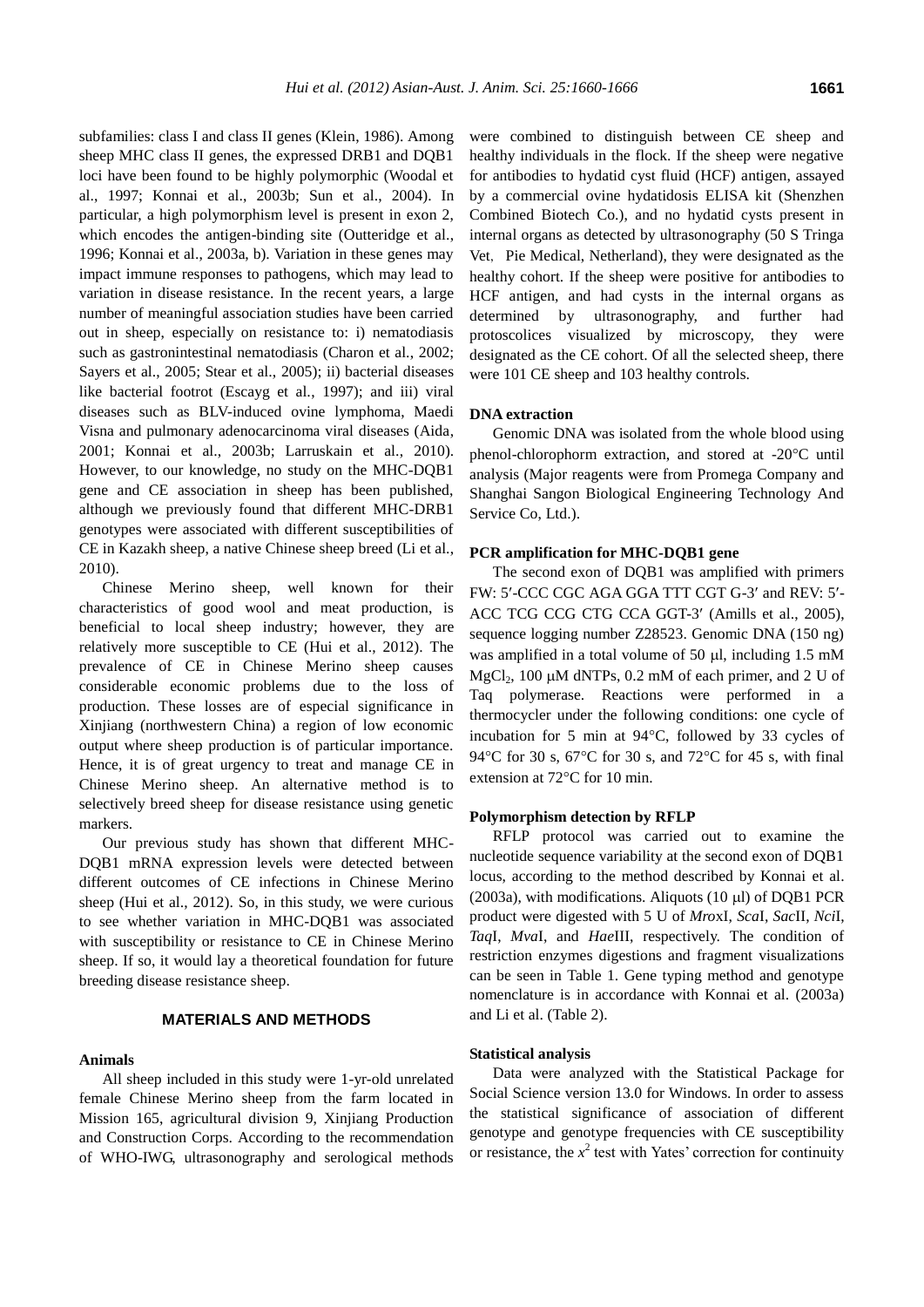subfamilies: class I and class II genes (Klein, 1986). Among sheep MHC class II genes, the expressed DRB1 and DQB1 loci have been found to be highly polymorphic (Woodal et al., 1997; Konnai et al., 2003b; Sun et al., 2004). In particular, a high polymorphism level is present in exon 2, which encodes the antigen-binding site (Outteridge et al., 1996; Konnai et al., 2003a, b). Variation in these genes may impact immune responses to pathogens, which may lead to variation in disease resistance. In the recent years, a large number of meaningful association studies have been carried out in sheep, especially on resistance to: i) nematodiasis such as gastronintestinal nematodiasis (Charon et al., 2002; Sayers et al., 2005; Stear et al., 2005); ii) bacterial diseases like bacterial footrot (Escayg et al., 1997); and iii) viral diseases such as BLV-induced ovine lymphoma, Maedi Visna and pulmonary adenocarcinoma viral diseases (Aida, 2001; Konnai et al., 2003b; Larruskain et al., 2010). However, to our knowledge, no study on the MHC-DQB1 gene and CE association in sheep has been published, although we previously found that different MHC-DRB1 genotypes were associated with different susceptibilities of CE in Kazakh sheep, a native Chinese sheep breed (Li et al., 2010).

Chinese Merino sheep, well known for their characteristics of good wool and meat production, is beneficial to local sheep industry; however, they are relatively more susceptible to CE (Hui et al., 2012). The prevalence of CE in Chinese Merino sheep causes considerable economic problems due to the loss of production. These losses are of especial significance in Xinjiang (northwestern China) a region of low economic output where sheep production is of particular importance. Hence, it is of great urgency to treat and manage CE in Chinese Merino sheep. An alternative method is to selectively breed sheep for disease resistance using genetic markers.

Our previous study has shown that different MHC-DQB1 mRNA expression levels were detected between different outcomes of CE infections in Chinese Merino sheep (Hui et al., 2012). So, in this study, we were curious to see whether variation in MHC-DQB1 was associated with susceptibility or resistance to CE in Chinese Merino sheep. If so, it would lay a theoretical foundation for future breeding disease resistance sheep.

## MATERIALS AND METHODS

### Animals

All sheep included in this study were 1-yr-old unrelated female Chinese Merino sheep from the farm located in Mission 165, agricultural division 9, Xinjiang Production and Construction Corps. According to the recommendation of WHO-IWG, ultrasonography and serological methods were combined to distinguish between CE sheep and healthy individuals in the flock. If the sheep were negative for antibodies to hydatid cyst fluid (HCF) antigen, assayed by a commercial ovine hydatidosis ELISA kit (Shenzhen Combined Biotech Co.), and no hydatid cysts present in internal organs as detected by ultrasonography (50 S Tringa Vet, Pie Medical, Netherland), they were designated as the healthy cohort. If the sheep were positive for antibodies to HCF antigen, and had cysts in the internal organs as determined by ultrasonography, and further had protoscolices visualized by microscopy, they were designated as the CE cohort. Of all the selected sheep, there were 101 CE sheep and 103 healthy controls.

### DNA extraction

Genomic DNA was isolated from the whole blood using phenol-chlorophorm extraction, and stored at -20°C until analysis (Major reagents were from Promega Company and Shanghai Sangon Biological Engineering Technology And Service Co, Ltd.).

### PCR amplification for MHC-DQB1 gene

The second exon of DQB1 was amplified with primers FW: 5′-CCC CGC AGA GGA TTT CGT G-3′ and REV: 5′-ACC TCG CCG CTG CCA GGT-3′ (Amills et al., 2005), sequence logging number Z28523. Genomic DNA (150 ng) was amplified in a total volume of 50 μl, including 1.5 mM $MgCl_2$, 100 μM dNTPs, 0.2 mM of each primer, and 2 U of Taq polymerase. Reactions were performed in a thermocycler under the following conditions: one cycle of incubation for 5 min at 94°C, followed by 33 cycles of 94°C for 30 s, 67°C for 30 s, and 72°C for 45 s, with final extension at 72°C for 10 min.

### Polymorphism detection by RFLP

RFLP protocol was carried out to examine the nucleotide sequence variability at the second exon of DQB1 locus, according to the method described by Konnai et al. (2003a), with modifications. Aliquots (10 μl) of DQB1 PCR product were digested with 5 U of *Mrox*I, *Sca*I, *Sac*II, *Nci*I, *Taq*I, *Mva*I, and *Hae*III, respectively. The condition of restriction enzymes digestions and fragment visualizations can be seen in Table 1. Gene typing method and genotype nomenclature is in accordance with Konnai et al. (2003a) and Li et al. (Table 2).

### Statistical analysis

Data were analyzed with the Statistical Package for Social Science version 13.0 for Windows. In order to assess the statistical significance of association of different genotype and genotype frequencies with CE susceptibility or resistance, the $x^2$ test with Yates' correction for continuity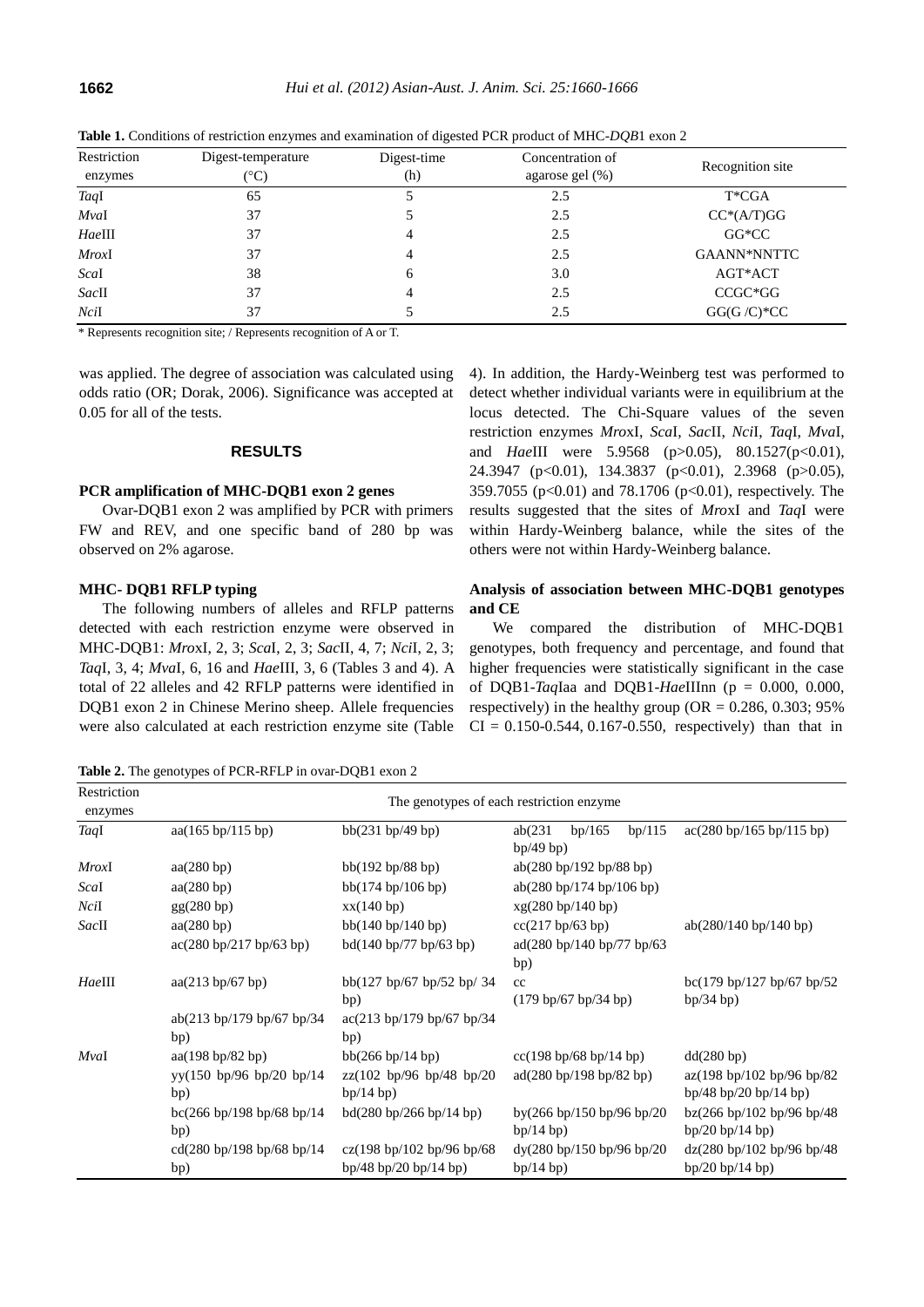**Table 1.** Conditions of restriction enzymes and examination of digested PCR product of MHC-*DQB*1 exon 2

| Restriction enzymes | Digest-temperature (°C) | Digest-time (h) | Concentration of agarose gel (%) | Recognition site |
|---|---|---|---|---|
| *Taq*I | 65 | 5 | 2.5 | T*CGA |
| *Mva*I | 37 | 5 | 2.5 | CC*(A/T)GG |
| *Hae*III | 37 | 4 | 2.5 | GG*CC |
| *Mrox*I | 37 | 4 | 2.5 | GAANN*NNTTC |
| *Sca*I | 38 | 6 | 3.0 | AGT*ACT |
| *Sac*II | 37 | 4 | 2.5 | CCGC*GG |
| *Nci*I | 37 | 5 | 2.5 | GG(G /C)*CC |

\* Represents recognition site; / Represents recognition of A or T.

was applied. The degree of association was calculated using odds ratio (OR; Dorak, 2006). Significance was accepted at 0.05 for all of the tests.

## RESULTS

### PCR amplification of MHC-DQB1 exon 2 genes

Ovar-DQB1 exon 2 was amplified by PCR with primers FW and REV, and one specific band of 280 bp was observed on 2% agarose.

### MHC- DQB1 RFLP typing

The following numbers of alleles and RFLP patterns detected with each restriction enzyme were observed in MHC-DQB1: *Mrox*I, 2, 3; *Sca*I, 2, 3; *Sac*II, 4, 7; *Nci*I, 2, 3; *Taq*I, 3, 4; *Mva*I, 6, 16 and *Hae*III, 3, 6 (Tables 3 and 4). A total of 22 alleles and 42 RFLP patterns were identified in DQB1 exon 2 in Chinese Merino sheep. Allele frequencies were also calculated at each restriction enzyme site (Table 4). In addition, the Hardy-Weinberg test was performed to detect whether individual variants were in equilibrium at the locus detected. The Chi-Square values of the seven restriction enzymes *Mrox*I, *Sca*I, *Sac*II, *Nci*I, *Taq*I, *Mva*I, and *Hae*III were 5.9568 ($p>0.05$), 80.1527($p<0.01$), 24.3947 ($p<0.01$), 134.3837 ($p<0.01$), 2.3968 ($p>0.05$), 359.7055 ($p<0.01$) and 78.1706 ($p<0.01$), respectively. The results suggested that the sites of *Mrox*I and *Taq*I were within Hardy-Weinberg balance, while the sites of the others were not within Hardy-Weinberg balance.

### Analysis of association between MHC-DQB1 genotypes and CE

We compared the distribution of MHC-DQB1 genotypes, both frequency and percentage, and found that higher frequencies were statistically significant in the case of DQB1-*Taq*Iaa and DQB1-*Hae*IIInn ($p$ = 0.000, 0.000, respectively) in the healthy group (OR = 0.286, 0.303; 95% CI = 0.150-0.544, 0.167-0.550, respectively) than that in

**Table 2.** The genotypes of PCR-RFLP in ovar-DQB1 exon 2

| Restriction enzymes | The genotypes of each restriction enzyme | | | |
|---|---|---|---|---|
| *Taq*I | aa(165 bp/115 bp) | bb(231 bp/49 bp) | ab(231 bp/165 bp/115 bp/49 bp) | ac(280 bp/165 bp/115 bp) |
| *Mrox*I | aa(280 bp) | bb(192 bp/88 bp) | ab(280 bp/192 bp/88 bp) | |
| *Sca*I | aa(280 bp) | bb(174 bp/106 bp) | ab(280 bp/174 bp/106 bp) | |
| *Nci*I | gg(280 bp) | xx(140 bp) | xg(280 bp/140 bp) | |
| *Sac*II | aa(280 bp) | bb(140 bp/140 bp) | cc(217 bp/63 bp) | ab(280/140 bp/140 bp) |
| | ac(280 bp/217 bp/63 bp) | bd(140 bp/77 bp/63 bp) | ad(280 bp/140 bp/77 bp/63 bp) | |
| *Hae*III | aa(213 bp/67 bp) | bb(127 bp/67 bp/52 bp/ 34 bp) | cc (179 bp/67 bp/34 bp) | bc(179 bp/127 bp/67 bp/52 bp/34 bp) |
| | ab(213 bp/179 bp/67 bp/34 bp) | ac(213 bp/179 bp/67 bp/34 bp) | | |
| *Mva*I | aa(198 bp/82 bp) | bb(266 bp/14 bp) | cc(198 bp/68 bp/14 bp) | dd(280 bp) |
| | yy(150 bp/96 bp/20 bp/14 bp) | zz(102 bp/96 bp/48 bp/20 bp/14 bp) | ad(280 bp/198 bp/82 bp) | az(198 bp/102 bp/96 bp/82 bp/48 bp/20 bp/14 bp) |
| | bc(266 bp/198 bp/68 bp/14 bp) | bd(280 bp/266 bp/14 bp) | by(266 bp/150 bp/96 bp/20 bp/14 bp) | bz(266 bp/102 bp/96 bp/48 bp/20 bp/14 bp) |
| | cd(280 bp/198 bp/68 bp/14 bp) | cz(198 bp/102 bp/96 bp/68 bp/48 bp/20 bp/14 bp) | dy(280 bp/150 bp/96 bp/20 bp/14 bp) | dz(280 bp/102 bp/96 bp/48 bp/20 bp/14 bp) |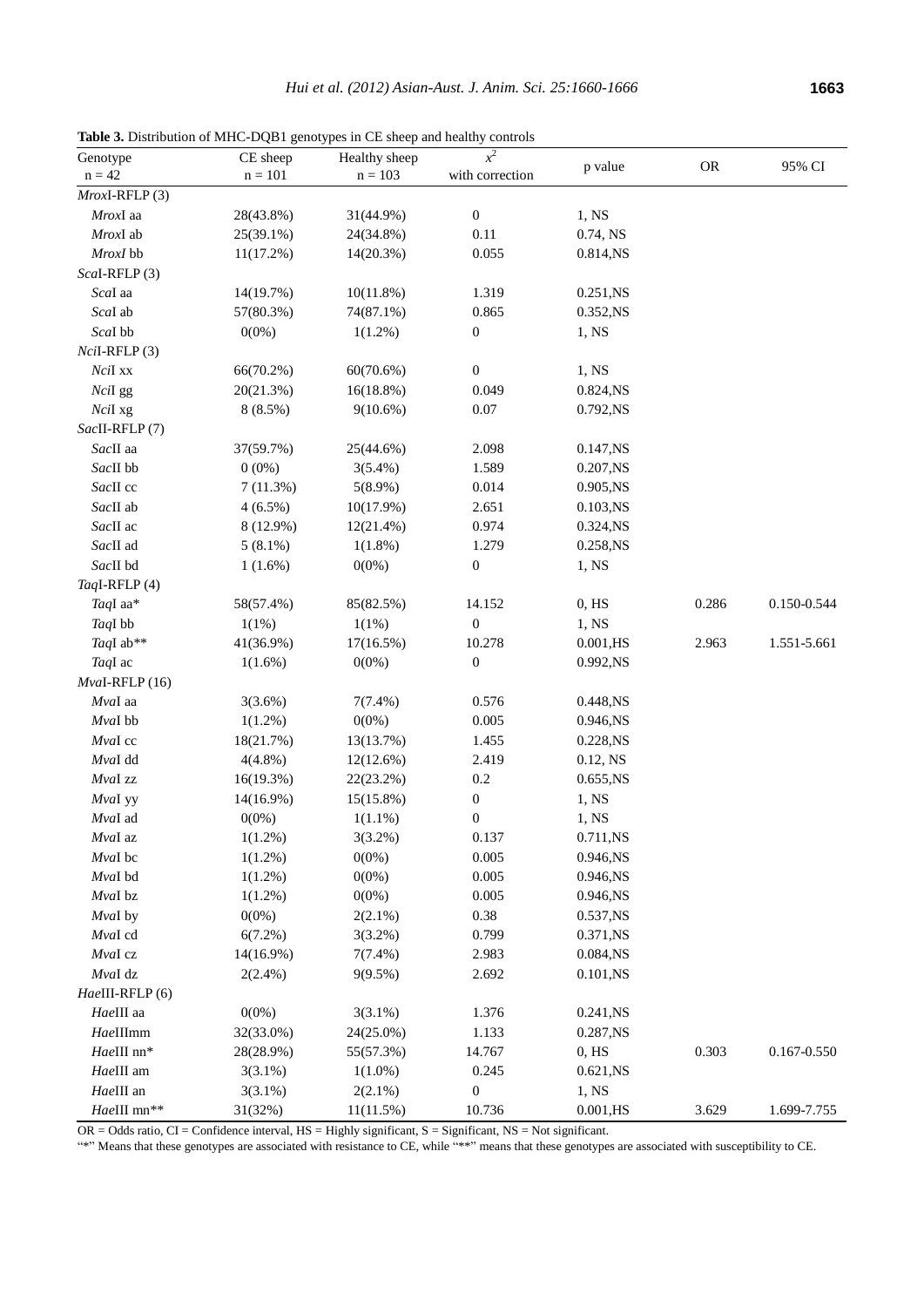**Table 3.** Distribution of MHC-DQB1 genotypes in CE sheep and healthy controls

| Genotype<br>n = 42 | CE sheep<br>n = 101 | Healthy sheep<br>n = 103 | $x^2$<br>with correction | p value | OR | 95% CI |
|---|---|---|---|---|---|---|
| *Mrox*I-RFLP (3) | | | | | | |
| *Mrox*I aa | 28(43.8%) | 31(44.9%) | 0 | 1, NS | | |
| *Mrox*I ab | 25(39.1%) | 24(34.8%) | 0.11 | 0.74, NS | | |
| *MroxI* bb | 11(17.2%) | 14(20.3%) | 0.055 | 0.814,NS | | |
| *Sca*I-RFLP (3) | | | | | | |
| *Sca*I aa | 14(19.7%) | 10(11.8%) | 1.319 | 0.251,NS | | |
| *Sca*I ab | 57(80.3%) | 74(87.1%) | 0.865 | 0.352,NS | | |
| *Sca*I bb | 0(0%) | 1(1.2%) | 0 | 1, NS | | |
| *Nci*I-RFLP (3) | | | | | | |
| *Nci*I xx | 66(70.2%) | 60(70.6%) | 0 | 1, NS | | |
| *Nci*I gg | 20(21.3%) | 16(18.8%) | 0.049 | 0.824,NS | | |
| *Nci*I xg | 8 (8.5%) | 9(10.6%) | 0.07 | 0.792,NS | | |
| *Sac*II-RFLP (7) | | | | | | |
| *Sac*II aa | 37(59.7%) | 25(44.6%) | 2.098 | 0.147,NS | | |
| *Sac*II bb | 0 (0%) | 3(5.4%) | 1.589 | 0.207,NS | | |
| *Sac*II cc | 7 (11.3%) | 5(8.9%) | 0.014 | 0.905,NS | | |
| *Sac*II ab | 4 (6.5%) | 10(17.9%) | 2.651 | 0.103,NS | | |
| *Sac*II ac | 8 (12.9%) | 12(21.4%) | 0.974 | 0.324,NS | | |
| *Sac*II ad | 5 (8.1%) | 1(1.8%) | 1.279 | 0.258,NS | | |
| *Sac*II bd | 1 (1.6%) | 0(0%) | 0 | 1, NS | | |
| *Taq*I-RFLP (4) | | | | | | |
| *Taq*I aa* | 58(57.4%) | 85(82.5%) | 14.152 | 0, HS | 0.286 | 0.150-0.544 |
| *Taq*I bb | 1(1%) | 1(1%) | 0 | 1, NS | | |
| *Taq*I ab** | 41(36.9%) | 17(16.5%) | 10.278 | 0.001,HS | 2.963 | 1.551-5.661 |
| *Taq*I ac | 1(1.6%) | 0(0%) | 0 | 0.992,NS | | |
| *Mva*I-RFLP (16) | | | | | | |
| *Mva*I aa | 3(3.6%) | 7(7.4%) | 0.576 | 0.448,NS | | |
| *Mva*I bb | 1(1.2%) | 0(0%) | 0.005 | 0.946,NS | | |
| *Mva*I cc | 18(21.7%) | 13(13.7%) | 1.455 | 0.228,NS | | |
| *Mva*I dd | 4(4.8%) | 12(12.6%) | 2.419 | 0.12, NS | | |
| *Mva*I zz | 16(19.3%) | 22(23.2%) | 0.2 | 0.655,NS | | |
| *Mva*I yy | 14(16.9%) | 15(15.8%) | 0 | 1, NS | | |
| *Mva*I ad | 0(0%) | 1(1.1%) | 0 | 1, NS | | |
| *Mva*I az | 1(1.2%) | 3(3.2%) | 0.137 | 0.711,NS | | |
| *Mva*I bc | 1(1.2%) | 0(0%) | 0.005 | 0.946,NS | | |
| *Mva*I bd | 1(1.2%) | 0(0%) | 0.005 | 0.946,NS | | |
| *Mva*I bz | 1(1.2%) | 0(0%) | 0.005 | 0.946,NS | | |
| *Mva*I by | 0(0%) | 2(2.1%) | 0.38 | 0.537,NS | | |
| *Mva*I cd | 6(7.2%) | 3(3.2%) | 0.799 | 0.371,NS | | |
| *Mva*I cz | 14(16.9%) | 7(7.4%) | 2.983 | 0.084,NS | | |
| *Mva*I dz | 2(2.4%) | 9(9.5%) | 2.692 | 0.101,NS | | |
| *Hae*III-RFLP (6) | | | | | | |
| *Hae*III aa | 0(0%) | 3(3.1%) | 1.376 | 0.241,NS | | |
| *Hae*IIImm | 32(33.0%) | 24(25.0%) | 1.133 | 0.287,NS | | |
| *Hae*III nn* | 28(28.9%) | 55(57.3%) | 14.767 | 0, HS | 0.303 | 0.167-0.550 |
| *Hae*III am | 3(3.1%) | 1(1.0%) | 0.245 | 0.621,NS | | |
| *Hae*III an | 3(3.1%) | 2(2.1%) | 0 | 1, NS | | |
| *Hae*III mn** | 31(32%) | 11(11.5%) | 10.736 | 0.001,HS | 3.629 | 1.699-7.755 |

OR = Odds ratio, CI = Confidence interval, HS = Highly significant, S = Significant, NS = Not significant.
"*" Means that these genotypes are associated with resistance to CE, while "**" means that these genotypes are associated with susceptibility to CE.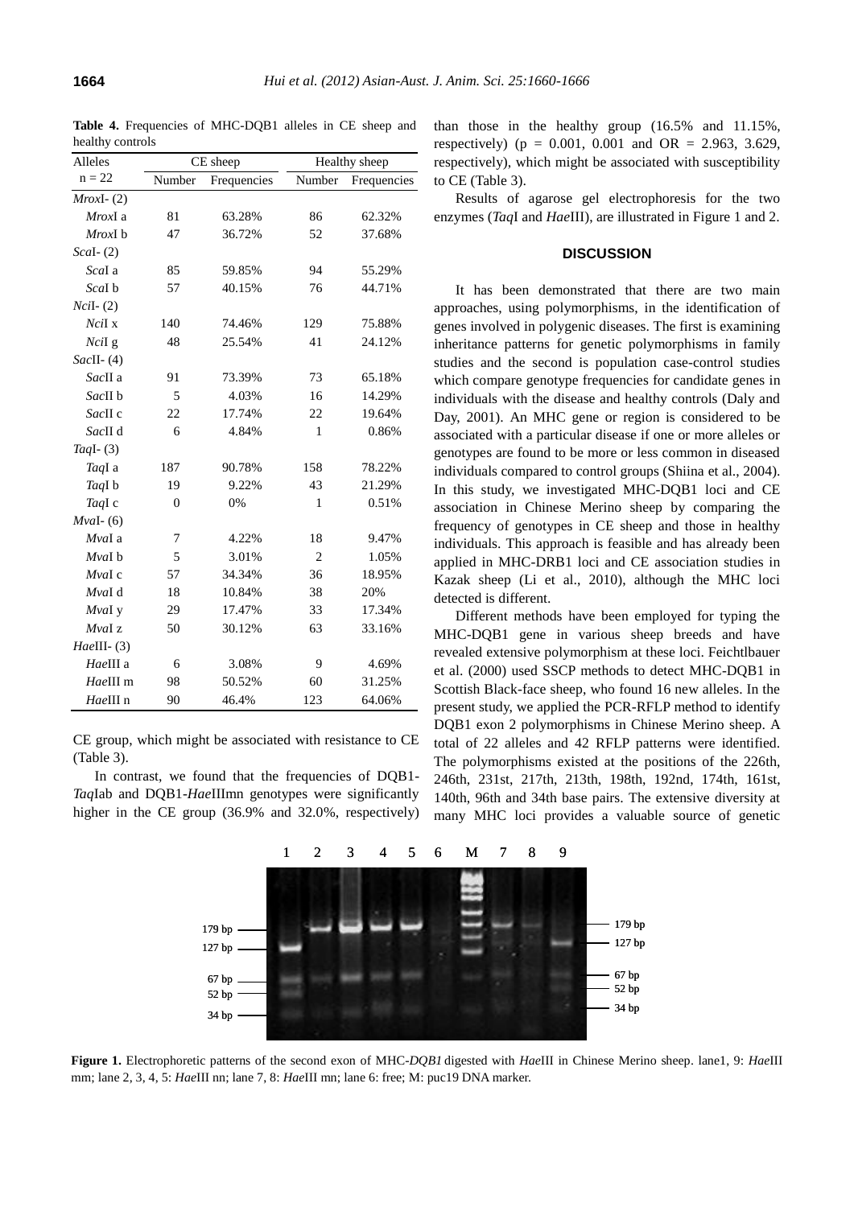**Table 4.** Frequencies of MHC-DQB1 alleles in CE sheep and healthy controls

| Alleles | CE sheep | | Healthy sheep | |
|---|---|---|---|---|
| n = 22 | Number | Frequencies | Number | Frequencies |
| *Mrox*I- (2) | | | | |
| *Mrox*I a | 81 | 63.28% | 86 | 62.32% |
| *Mrox*I b | 47 | 36.72% | 52 | 37.68% |
| *Sca*I- (2) | | | | |
| *Sca*I a | 85 | 59.85% | 94 | 55.29% |
| *Sca*I b | 57 | 40.15% | 76 | 44.71% |
| *Nci*I- (2) | | | | |
| *Nci*I x | 140 | 74.46% | 129 | 75.88% |
| *Nci*I g | 48 | 25.54% | 41 | 24.12% |
| *Sac*II- (4) | | | | |
| *Sac*II a | 91 | 73.39% | 73 | 65.18% |
| *Sac*II b | 5 | 4.03% | 16 | 14.29% |
| *Sac*II c | 22 | 17.74% | 22 | 19.64% |
| *Sac*II d | 6 | 4.84% | 1 | 0.86% |
| *Taq*I- (3) | | | | |
| *Taq*I a | 187 | 90.78% | 158 | 78.22% |
| *Taq*I b | 19 | 9.22% | 43 | 21.29% |
| *Taq*I c | 0 | 0% | 1 | 0.51% |
| *Mva*I- (6) | | | | |
| *Mva*I a | 7 | 4.22% | 18 | 9.47% |
| *Mva*I b | 5 | 3.01% | 2 | 1.05% |
| *Mva*I c | 57 | 34.34% | 36 | 18.95% |
| *Mva*I d | 18 | 10.84% | 38 | 20% |
| *Mva*I y | 29 | 17.47% | 33 | 17.34% |
| *Mva*I z | 50 | 30.12% | 63 | 33.16% |
| *Hae*III- (3) | | | | |
| *Hae*III a | 6 | 3.08% | 9 | 4.69% |
| *Hae*III m | 98 | 50.52% | 60 | 31.25% |
| *Hae*III n | 90 | 46.4% | 123 | 64.06% |

CE group, which might be associated with resistance to CE (Table 3).

In contrast, we found that the frequencies of DQB1-*Taq*Iab and DQB1-*Hae*IIImn genotypes were significantly higher in the CE group (36.9% and 32.0%, respectively) than those in the healthy group (16.5% and 11.15%, respectively) (p = 0.001, 0.001 and OR = 2.963, 3.629, respectively), which might be associated with susceptibility to CE (Table 3).

Results of agarose gel electrophoresis for the two enzymes (*Taq*I and *Hae*III), are illustrated in Figure 1 and 2.

## DISCUSSION

It has been demonstrated that there are two main approaches, using polymorphisms, in the identification of genes involved in polygenic diseases. The first is examining inheritance patterns for genetic polymorphisms in family studies and the second is population case-control studies which compare genotype frequencies for candidate genes in individuals with the disease and healthy controls (Daly and Day, 2001). An MHC gene or region is considered to be associated with a particular disease if one or more alleles or genotypes are found to be more or less common in diseased individuals compared to control groups (Shiina et al., 2004). In this study, we investigated MHC-DQB1 loci and CE association in Chinese Merino sheep by comparing the frequency of genotypes in CE sheep and those in healthy individuals. This approach is feasible and has already been applied in MHC-DRB1 loci and CE association studies in Kazak sheep (Li et al., 2010), although the MHC loci detected is different.

Different methods have been employed for typing the MHC-DQB1 gene in various sheep breeds and have revealed extensive polymorphism at these loci. Feichtlbauer et al. (2000) used SSCP methods to detect MHC-DQB1 in Scottish Black-face sheep, who found 16 new alleles. In the present study, we applied the PCR-RFLP method to identify DQB1 exon 2 polymorphisms in Chinese Merino sheep. A total of 22 alleles and 42 RFLP patterns were identified. The polymorphisms existed at the positions of the 226th, 246th, 231st, 217th, 213th, 198th, 192nd, 174th, 161st, 140th, 96th and 34th base pairs. The extensive diversity at many MHC loci provides a valuable source of genetic

**Figure 1.** Electrophoretic patterns of the second exon of MHC-*DQB1* digested with *Hae*III in Chinese Merino sheep. lane1, 9: *Hae*III mm; lane 2, 3, 4, 5: *Hae*III nn; lane 7, 8: *Hae*III mn; lane 6: free; M: puc19 DNA marker.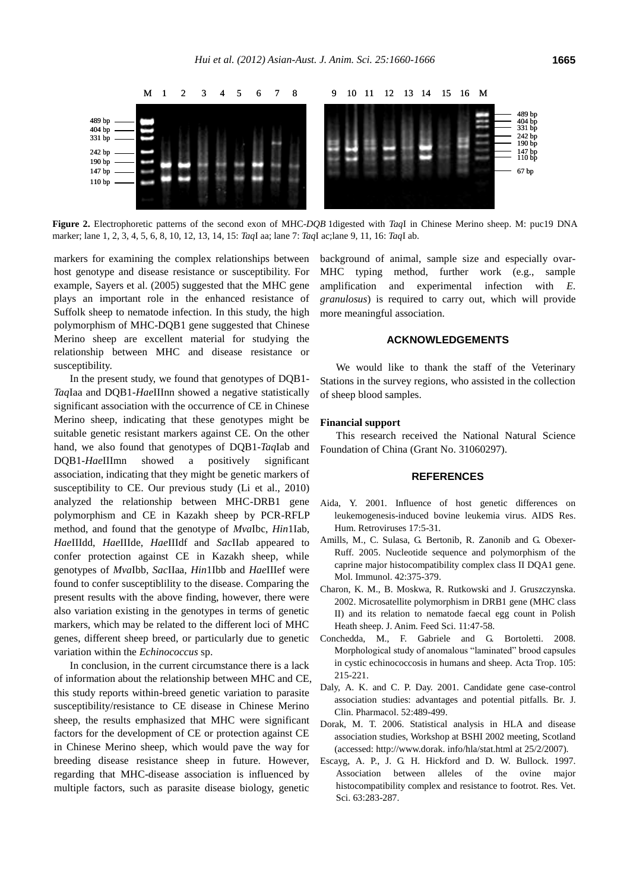**Figure 2.** Electrophoretic patterns of the second exon of MHC-*DQB* 1digested with *Taq*I in Chinese Merino sheep. M: puc19 DNA marker; lane 1, 2, 3, 4, 5, 6, 8, 10, 12, 13, 14, 15: *Taq*I aa; lane 7: *Taq*I ac;lane 9, 11, 16: *Taq*I ab.

markers for examining the complex relationships between host genotype and disease resistance or susceptibility. For example, Sayers et al. (2005) suggested that the MHC gene plays an important role in the enhanced resistance of Suffolk sheep to nematode infection. In this study, the high polymorphism of MHC-DQB1 gene suggested that Chinese Merino sheep are excellent material for studying the relationship between MHC and disease resistance or susceptibility.

In the present study, we found that genotypes of DQB1-*Taq*Iaa and DQB1-*Hae*IIInn showed a negative statistically significant association with the occurrence of CE in Chinese Merino sheep, indicating that these genotypes might be suitable genetic resistant markers against CE. On the other hand, we also found that genotypes of DQB1-*Taq*Iab and DQB1-*Hae*IIImn showed a positively significant association, indicating that they might be genetic markers of susceptibility to CE. Our previous study (Li et al., 2010) analyzed the relationship between MHC-DRB1 gene polymorphism and CE in Kazakh sheep by PCR-RFLP method, and found that the genotype of *Mva*Ibc, *Hin*1Iab, *Hae*IIIdd, *Hae*IIIde, *Hae*IIIdf and *Sac*IIab appeared to confer protection against CE in Kazakh sheep, while genotypes of *Mva*Ibb, *Sac*IIaa, *Hin*1Ibb and *Hae*IIIef were found to confer susceptiblility to the disease. Comparing the present results with the above finding, however, there were also variation existing in the genotypes in terms of genetic markers, which may be related to the different loci of MHC genes, different sheep breed, or particularly due to genetic variation within the *Echinococcus* sp.

In conclusion, in the current circumstance there is a lack of information about the relationship between MHC and CE, this study reports within-breed genetic variation to parasite susceptibility/resistance to CE disease in Chinese Merino sheep, the results emphasized that MHC were significant factors for the development of CE or protection against CE in Chinese Merino sheep, which would pave the way for breeding disease resistance sheep in future. However, regarding that MHC-disease association is influenced by multiple factors, such as parasite disease biology, genetic background of animal, sample size and especially ovar-MHC typing method, further work (e.g., sample amplification and experimental infection with *E. granulosus*) is required to carry out, which will provide more meaningful association.

## ACKNOWLEDGEMENTS

We would like to thank the staff of the Veterinary Stations in the survey regions, who assisted in the collection of sheep blood samples.

**Financial support**

This research received the National Natural Science Foundation of China (Grant No. 31060297).

## REFERENCES

Aida, Y. 2001. Influence of host genetic differences on leukemogenesis-induced bovine leukemia virus. AIDS Res. Hum. Retroviruses 17:5-31.

Amills, M., C. Sulasa, G. Bertonib, R. Zanonib and G. Obexer-Ruff. 2005. Nucleotide sequence and polymorphism of the caprine major histocompatibility complex class II DQA1 gene. Mol. Immunol. 42:375-379.

Charon, K. M., B. Moskwa, R. Rutkowski and J. Gruszczynska. 2002. Microsatellite polymorphism in DRB1 gene (MHC class II) and its relation to nematode faecal egg count in Polish Heath sheep. J. Anim. Feed Sci. 11:47-58.

Conchedda, M., F. Gabriele and G. Bortoletti. 2008. Morphological study of anomalous "laminated" brood capsules in cystic echinococcosis in humans and sheep. Acta Trop. 105: 215-221.

Daly, A. K. and C. P. Day. 2001. Candidate gene case-control association studies: advantages and potential pitfalls. Br. J. Clin. Pharmacol. 52:489-499.

Dorak, M. T. 2006. Statistical analysis in HLA and disease association studies, Workshop at BSHI 2002 meeting, Scotland (accessed: http://www.dorak. info/hla/stat.html at 25/2/2007).

Escayg, A. P., J. G. H. Hickford and D. W. Bullock. 1997. Association between alleles of the ovine major histocompatibility complex and resistance to footrot. Res. Vet. Sci. 63:283-287.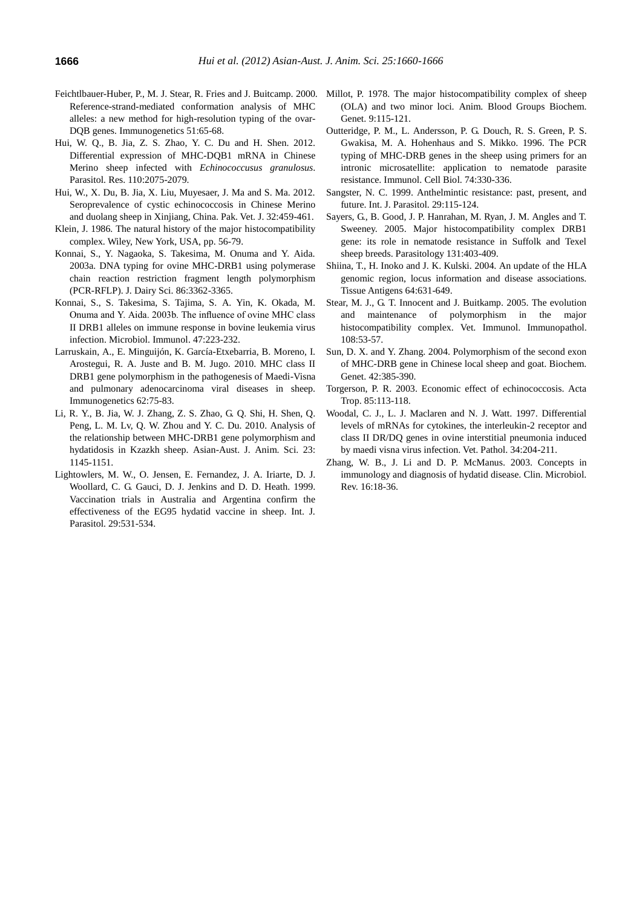Feichtlbauer-Huber, P., M. J. Stear, R. Fries and J. Buitcamp. 2000. Reference-strand-mediated conformation analysis of MHC alleles: a new method for high-resolution typing of the ovar-DQB genes. Immunogenetics 51:65-68.

Hui, W. Q., B. Jia, Z. S. Zhao, Y. C. Du and H. Shen. 2012. Differential expression of MHC-DQB1 mRNA in Chinese Merino sheep infected with *Echinococcusus granulosus*. Parasitol. Res. 110:2075-2079.

Hui, W., X. Du, B. Jia, X. Liu, Muyesaer, J. Ma and S. Ma. 2012. Seroprevalence of cystic echinococcosis in Chinese Merino and duolang sheep in Xinjiang, China. Pak. Vet. J. 32:459-461.

Klein, J. 1986. The natural history of the major histocompatibility complex. Wiley, New York, USA, pp. 56-79.

Konnai, S., Y. Nagaoka, S. Takesima, M. Onuma and Y. Aida. 2003a. DNA typing for ovine MHC-DRB1 using polymerase chain reaction restriction fragment length polymorphism (PCR-RFLP). J. Dairy Sci. 86:3362-3365.

Konnai, S., S. Takesima, S. Tajima, S. A. Yin, K. Okada, M. Onuma and Y. Aida. 2003b. The influence of ovine MHC class II DRB1 alleles on immune response in bovine leukemia virus infection. Microbiol. Immunol. 47:223-232.

Larruskain, A., E. Minguijón, K. García-Etxebarria, B. Moreno, I. Arostegui, R. A. Juste and B. M. Jugo. 2010. MHC class II DRB1 gene polymorphism in the pathogenesis of Maedi-Visna and pulmonary adenocarcinoma viral diseases in sheep. Immunogenetics 62:75-83.

Li, R. Y., B. Jia, W. J. Zhang, Z. S. Zhao, G. Q. Shi, H. Shen, Q. Peng, L. M. Lv, Q. W. Zhou and Y. C. Du. 2010. Analysis of the relationship between MHC-DRB1 gene polymorphism and hydatidosis in Kzazkh sheep. Asian-Aust. J. Anim. Sci. 23: 1145-1151.

Lightowlers, M. W., O. Jensen, E. Fernandez, J. A. Iriarte, D. J. Woollard, C. G. Gauci, D. J. Jenkins and D. D. Heath. 1999. Vaccination trials in Australia and Argentina confirm the effectiveness of the EG95 hydatid vaccine in sheep. Int. J. Parasitol. 29:531-534.

Millot, P. 1978. The major histocompatibility complex of sheep (OLA) and two minor loci. Anim. Blood Groups Biochem. Genet. 9:115-121.

Outteridge, P. M., L. Andersson, P. G. Douch, R. S. Green, P. S. Gwakisa, M. A. Hohenhaus and S. Mikko. 1996. The PCR typing of MHC-DRB genes in the sheep using primers for an intronic microsatellite: application to nematode parasite resistance. Immunol. Cell Biol. 74:330-336.

Sangster, N. C. 1999. Anthelmintic resistance: past, present, and future. Int. J. Parasitol. 29:115-124.

Sayers, G., B. Good, J. P. Hanrahan, M. Ryan, J. M. Angles and T. Sweeney. 2005. Major histocompatibility complex DRB1 gene: its role in nematode resistance in Suffolk and Texel sheep breeds. Parasitology 131:403-409.

Shiina, T., H. Inoko and J. K. Kulski. 2004. An update of the HLA genomic region, locus information and disease associations. Tissue Antigens 64:631-649.

Stear, M. J., G. T. Innocent and J. Buitkamp. 2005. The evolution and maintenance of polymorphism in the major histocompatibility complex. Vet. Immunol. Immunopathol. 108:53-57.

Sun, D. X. and Y. Zhang. 2004. Polymorphism of the second exon of MHC-DRB gene in Chinese local sheep and goat. Biochem. Genet. 42:385-390.

Torgerson, P. R. 2003. Economic effect of echinococcosis. Acta Trop. 85:113-118.

Woodal, C. J., L. J. Maclaren and N. J. Watt. 1997. Differential levels of mRNAs for cytokines, the interleukin-2 receptor and class II DR/DQ genes in ovine interstitial pneumonia induced by maedi visna virus infection. Vet. Pathol. 34:204-211.

Zhang, W. B., J. Li and D. P. McManus. 2003. Concepts in immunology and diagnosis of hydatid disease. Clin. Microbiol. Rev. 16:18-36.